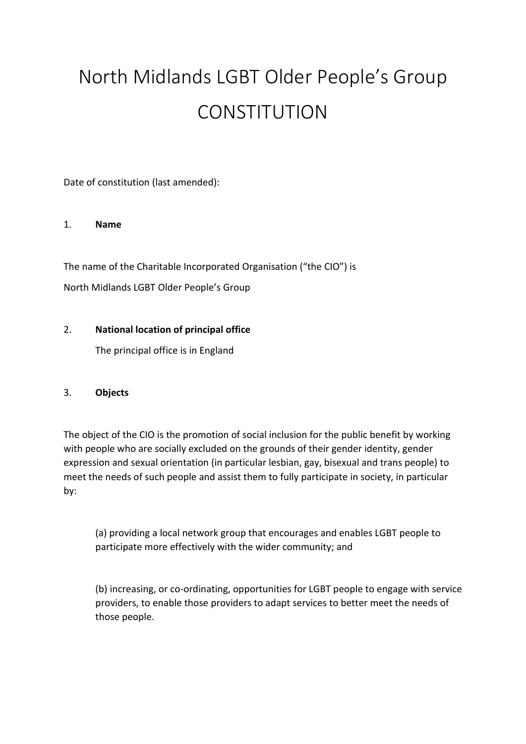# North Midlands LGBT Older People's Group CONSTITUTION

Date of constitution (last amended):

1. **Name**

The name of the Charitable Incorporated Organisation ("the CIO") is
North Midlands LGBT Older People's Group

2. **National location of principal office**

The principal office is in England

3. **Objects**

The object of the CIO is the promotion of social inclusion for the public benefit by working with people who are socially excluded on the grounds of their gender identity, gender expression and sexual orientation (in particular lesbian, gay, bisexual and trans people) to meet the needs of such people and assist them to fully participate in society, in particular by:

(a) providing a local network group that encourages and enables LGBT people to participate more effectively with the wider community; and

(b) increasing, or co-ordinating, opportunities for LGBT people to engage with service providers, to enable those providers to adapt services to better meet the needs of those people.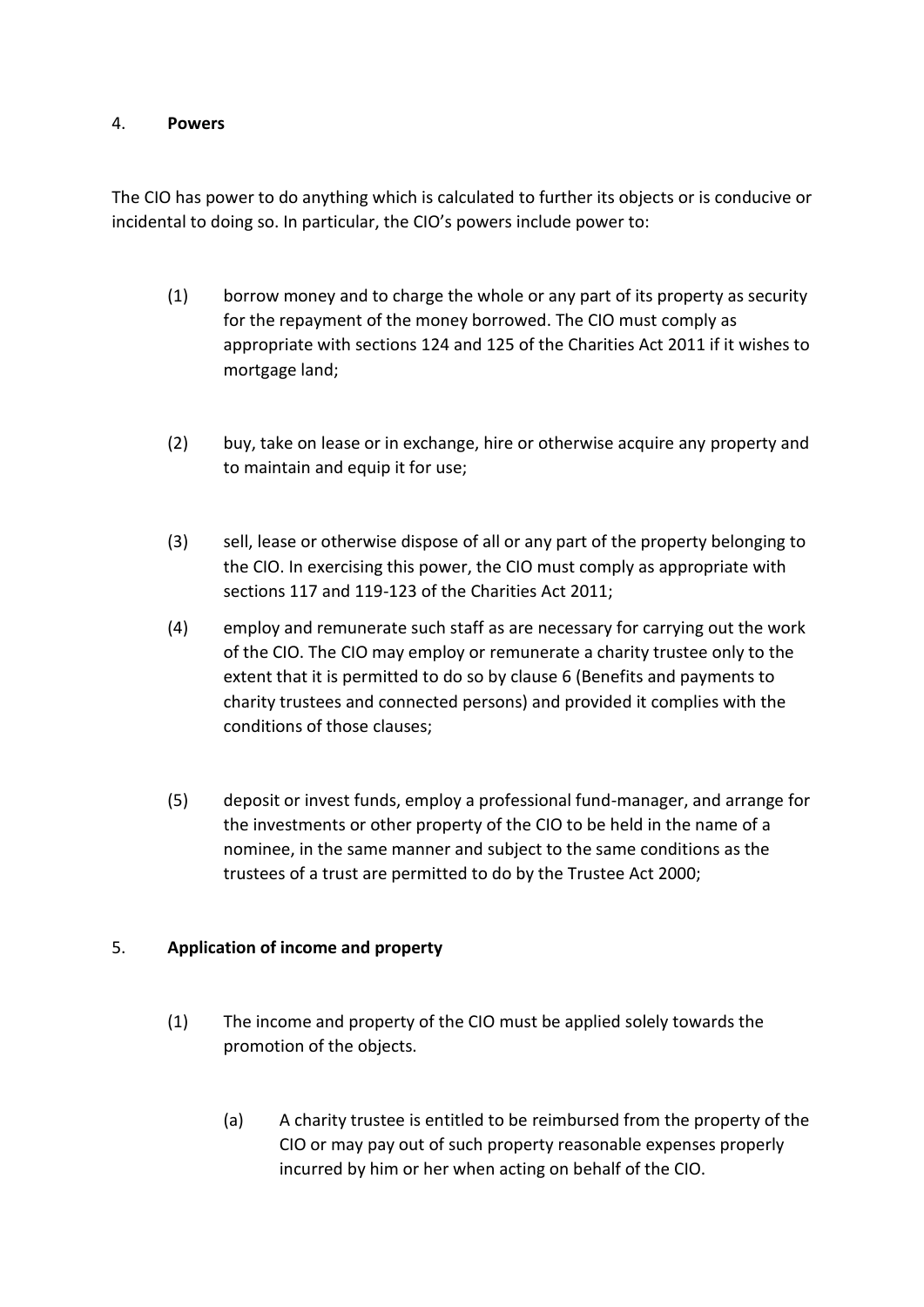4. **Powers**

The CIO has power to do anything which is calculated to further its objects or is conducive or incidental to doing so. In particular, the CIO's powers include power to:

(1) borrow money and to charge the whole or any part of its property as security for the repayment of the money borrowed. The CIO must comply as appropriate with sections 124 and 125 of the Charities Act 2011 if it wishes to mortgage land;

(2) buy, take on lease or in exchange, hire or otherwise acquire any property and to maintain and equip it for use;

(3) sell, lease or otherwise dispose of all or any part of the property belonging to the CIO. In exercising this power, the CIO must comply as appropriate with sections 117 and 119-123 of the Charities Act 2011;

(4) employ and remunerate such staff as are necessary for carrying out the work of the CIO. The CIO may employ or remunerate a charity trustee only to the extent that it is permitted to do so by clause 6 (Benefits and payments to charity trustees and connected persons) and provided it complies with the conditions of those clauses;

(5) deposit or invest funds, employ a professional fund-manager, and arrange for the investments or other property of the CIO to be held in the name of a nominee, in the same manner and subject to the same conditions as the trustees of a trust are permitted to do by the Trustee Act 2000;

5. **Application of income and property**

(1) The income and property of the CIO must be applied solely towards the promotion of the objects.

(a) A charity trustee is entitled to be reimbursed from the property of the CIO or may pay out of such property reasonable expenses properly incurred by him or her when acting on behalf of the CIO.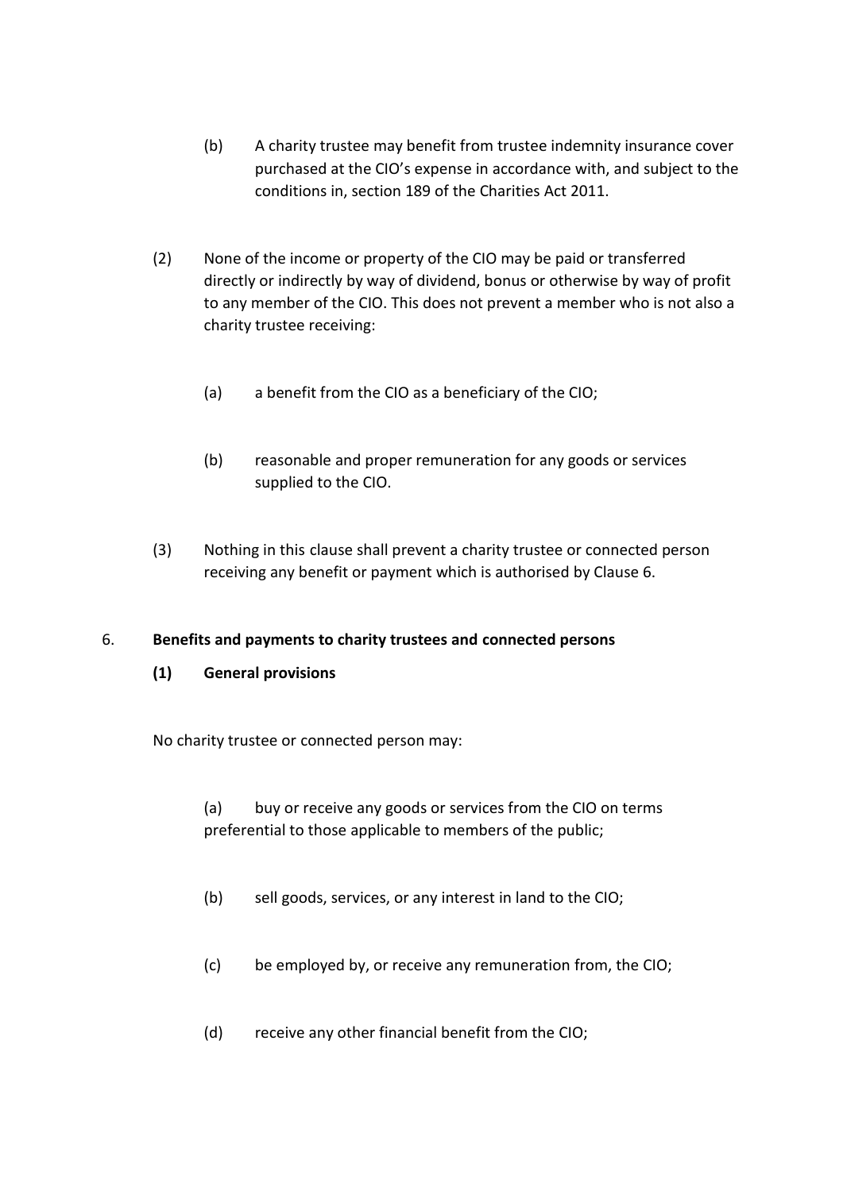(b) A charity trustee may benefit from trustee indemnity insurance cover purchased at the CIO's expense in accordance with, and subject to the conditions in, section 189 of the Charities Act 2011.

(2) None of the income or property of the CIO may be paid or transferred directly or indirectly by way of dividend, bonus or otherwise by way of profit to any member of the CIO. This does not prevent a member who is not also a charity trustee receiving:

(a) a benefit from the CIO as a beneficiary of the CIO;

(b) reasonable and proper remuneration for any goods or services supplied to the CIO.

(3) Nothing in this clause shall prevent a charity trustee or connected person receiving any benefit or payment which is authorised by Clause 6.

6. **Benefits and payments to charity trustees and connected persons**

**(1) General provisions**

No charity trustee or connected person may:

(a) buy or receive any goods or services from the CIO on terms preferential to those applicable to members of the public;

(b) sell goods, services, or any interest in land to the CIO;

(c) be employed by, or receive any remuneration from, the CIO;

(d) receive any other financial benefit from the CIO;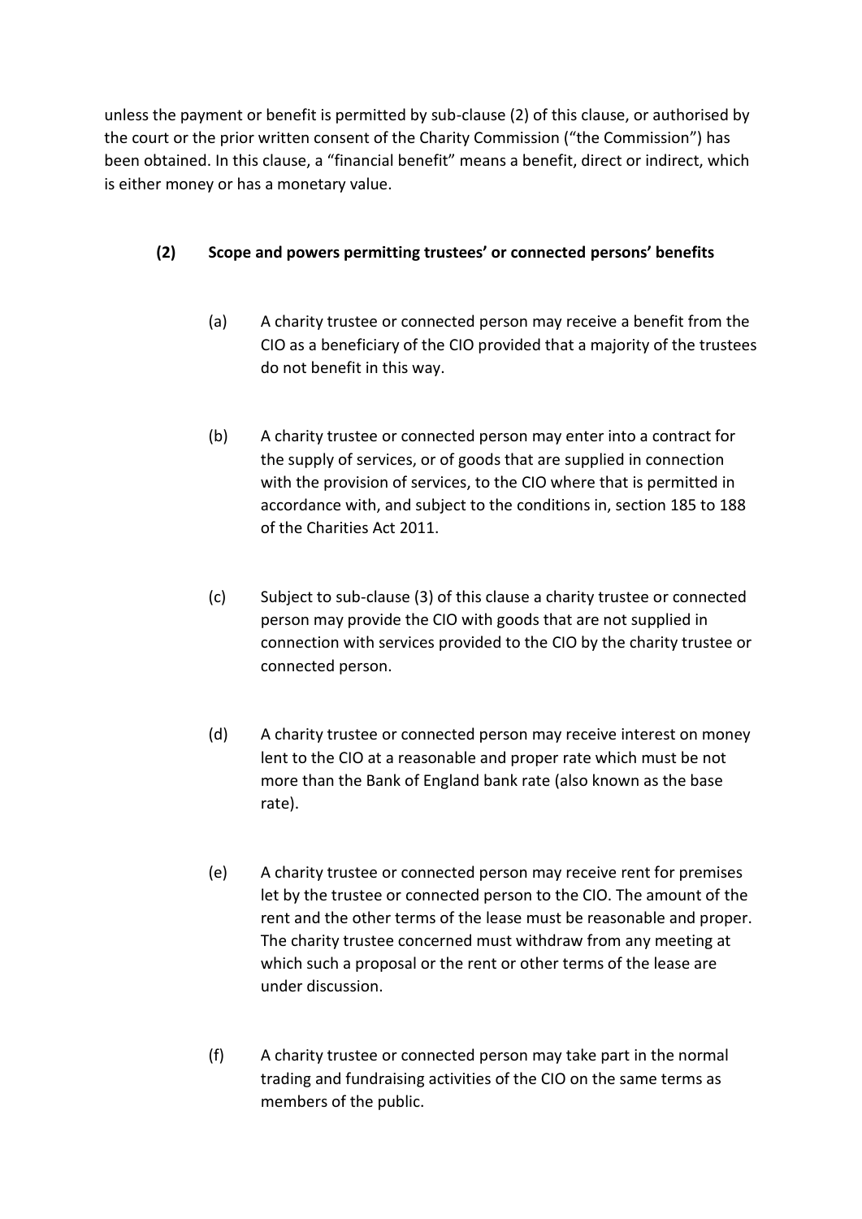unless the payment or benefit is permitted by sub-clause (2) of this clause, or authorised by the court or the prior written consent of the Charity Commission ("the Commission") has been obtained. In this clause, a "financial benefit" means a benefit, direct or indirect, which is either money or has a monetary value.

**(2) Scope and powers permitting trustees' or connected persons' benefits**

(a) A charity trustee or connected person may receive a benefit from the CIO as a beneficiary of the CIO provided that a majority of the trustees do not benefit in this way.

(b) A charity trustee or connected person may enter into a contract for the supply of services, or of goods that are supplied in connection with the provision of services, to the CIO where that is permitted in accordance with, and subject to the conditions in, section 185 to 188 of the Charities Act 2011.

(c) Subject to sub-clause (3) of this clause a charity trustee or connected person may provide the CIO with goods that are not supplied in connection with services provided to the CIO by the charity trustee or connected person.

(d) A charity trustee or connected person may receive interest on money lent to the CIO at a reasonable and proper rate which must be not more than the Bank of England bank rate (also known as the base rate).

(e) A charity trustee or connected person may receive rent for premises let by the trustee or connected person to the CIO. The amount of the rent and the other terms of the lease must be reasonable and proper. The charity trustee concerned must withdraw from any meeting at which such a proposal or the rent or other terms of the lease are under discussion.

(f) A charity trustee or connected person may take part in the normal trading and fundraising activities of the CIO on the same terms as members of the public.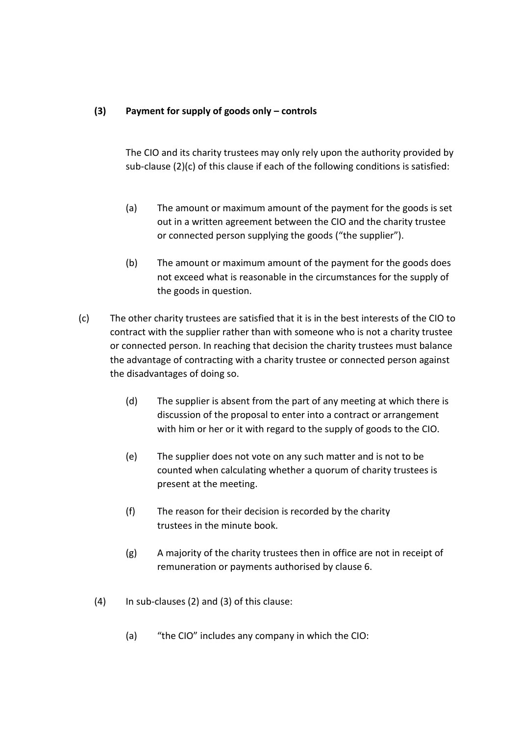**(3) Payment for supply of goods only – controls**

The CIO and its charity trustees may only rely upon the authority provided by sub-clause (2)(c) of this clause if each of the following conditions is satisfied:

(a) The amount or maximum amount of the payment for the goods is set out in a written agreement between the CIO and the charity trustee or connected person supplying the goods ("the supplier").

(b) The amount or maximum amount of the payment for the goods does not exceed what is reasonable in the circumstances for the supply of the goods in question.

(c) The other charity trustees are satisfied that it is in the best interests of the CIO to contract with the supplier rather than with someone who is not a charity trustee or connected person. In reaching that decision the charity trustees must balance the advantage of contracting with a charity trustee or connected person against the disadvantages of doing so.

(d) The supplier is absent from the part of any meeting at which there is discussion of the proposal to enter into a contract or arrangement with him or her or it with regard to the supply of goods to the CIO.

(e) The supplier does not vote on any such matter and is not to be counted when calculating whether a quorum of charity trustees is present at the meeting.

(f) The reason for their decision is recorded by the charity trustees in the minute book.

(g) A majority of the charity trustees then in office are not in receipt of remuneration or payments authorised by clause 6.

(4) In sub-clauses (2) and (3) of this clause:

(a) "the CIO" includes any company in which the CIO: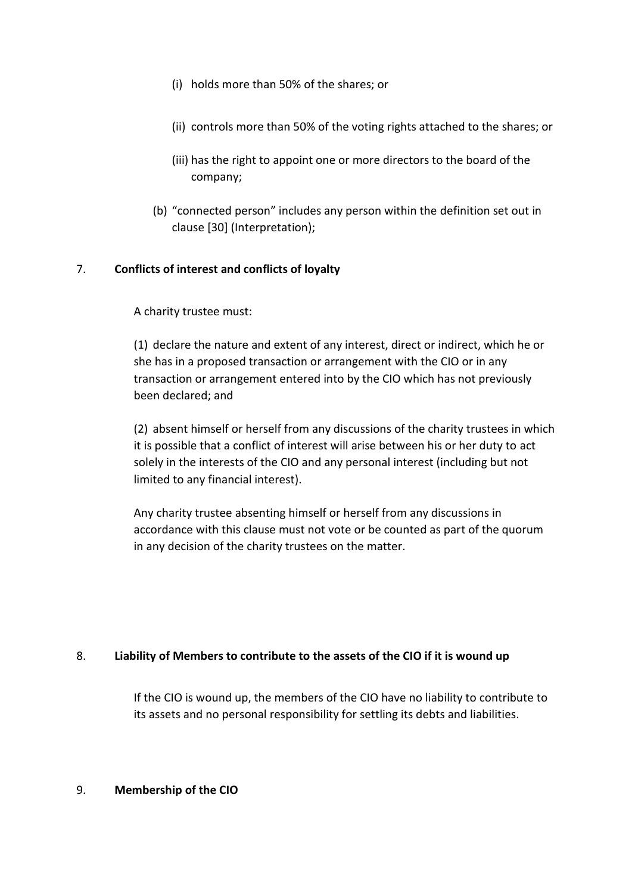(i) holds more than 50% of the shares; or

(ii) controls more than 50% of the voting rights attached to the shares; or

(iii) has the right to appoint one or more directors to the board of the company;

(b) "connected person" includes any person within the definition set out in clause [30] (Interpretation);

7. **Conflicts of interest and conflicts of loyalty**

A charity trustee must:

(1) declare the nature and extent of any interest, direct or indirect, which he or she has in a proposed transaction or arrangement with the CIO or in any transaction or arrangement entered into by the CIO which has not previously been declared; and

(2) absent himself or herself from any discussions of the charity trustees in which it is possible that a conflict of interest will arise between his or her duty to act solely in the interests of the CIO and any personal interest (including but not limited to any financial interest).

Any charity trustee absenting himself or herself from any discussions in accordance with this clause must not vote or be counted as part of the quorum in any decision of the charity trustees on the matter.

8. **Liability of Members to contribute to the assets of the CIO if it is wound up**

If the CIO is wound up, the members of the CIO have no liability to contribute to its assets and no personal responsibility for settling its debts and liabilities.

9. **Membership of the CIO**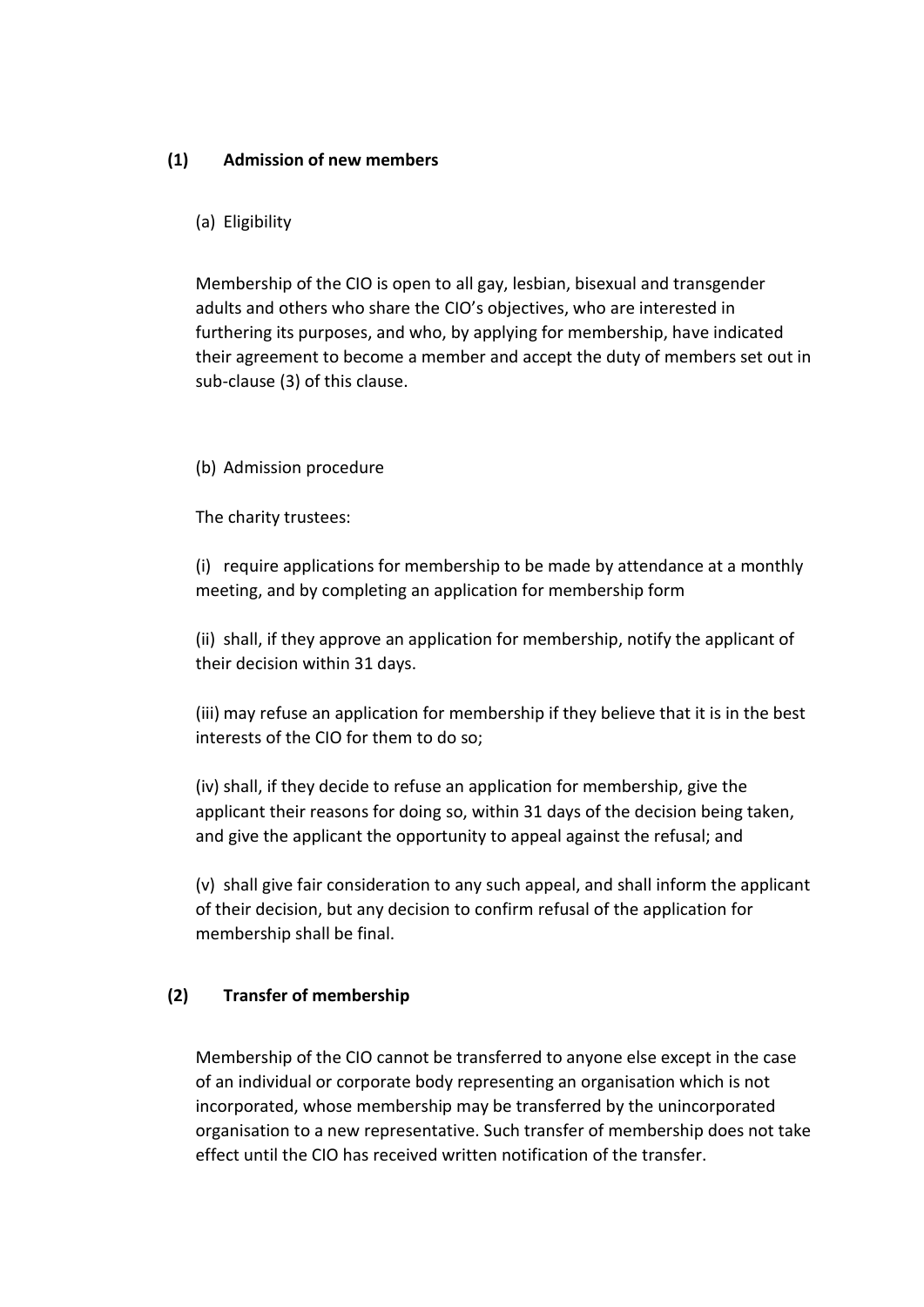**(1) Admission of new members**

(a) Eligibility

Membership of the CIO is open to all gay, lesbian, bisexual and transgender adults and others who share the CIO's objectives, who are interested in furthering its purposes, and who, by applying for membership, have indicated their agreement to become a member and accept the duty of members set out in sub-clause (3) of this clause.

(b) Admission procedure

The charity trustees:

(i) require applications for membership to be made by attendance at a monthly meeting, and by completing an application for membership form

(ii) shall, if they approve an application for membership, notify the applicant of their decision within 31 days.

(iii) may refuse an application for membership if they believe that it is in the best interests of the CIO for them to do so;

(iv) shall, if they decide to refuse an application for membership, give the applicant their reasons for doing so, within 31 days of the decision being taken, and give the applicant the opportunity to appeal against the refusal; and

(v) shall give fair consideration to any such appeal, and shall inform the applicant of their decision, but any decision to confirm refusal of the application for membership shall be final.

**(2) Transfer of membership**

Membership of the CIO cannot be transferred to anyone else except in the case of an individual or corporate body representing an organisation which is not incorporated, whose membership may be transferred by the unincorporated organisation to a new representative. Such transfer of membership does not take effect until the CIO has received written notification of the transfer.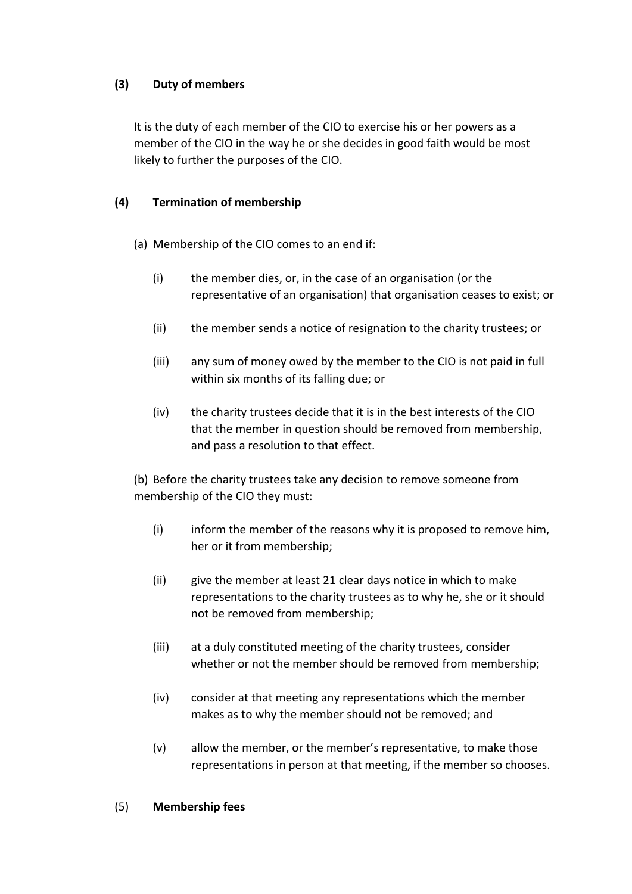### (3) Duty of members

It is the duty of each member of the CIO to exercise his or her powers as a member of the CIO in the way he or she decides in good faith would be most likely to further the purposes of the CIO.

### (4) Termination of membership

(a) Membership of the CIO comes to an end if:

- (i) the member dies, or, in the case of an organisation (or the representative of an organisation) that organisation ceases to exist; or
- (ii) the member sends a notice of resignation to the charity trustees; or
- (iii) any sum of money owed by the member to the CIO is not paid in full within six months of its falling due; or
- (iv) the charity trustees decide that it is in the best interests of the CIO that the member in question should be removed from membership, and pass a resolution to that effect.

(b) Before the charity trustees take any decision to remove someone from membership of the CIO they must:

- (i) inform the member of the reasons why it is proposed to remove him, her or it from membership;
- (ii) give the member at least 21 clear days notice in which to make representations to the charity trustees as to why he, she or it should not be removed from membership;
- (iii) at a duly constituted meeting of the charity trustees, consider whether or not the member should be removed from membership;
- (iv) consider at that meeting any representations which the member makes as to why the member should not be removed; and
- (v) allow the member, or the member's representative, to make those representations in person at that meeting, if the member so chooses.

### (5) Membership fees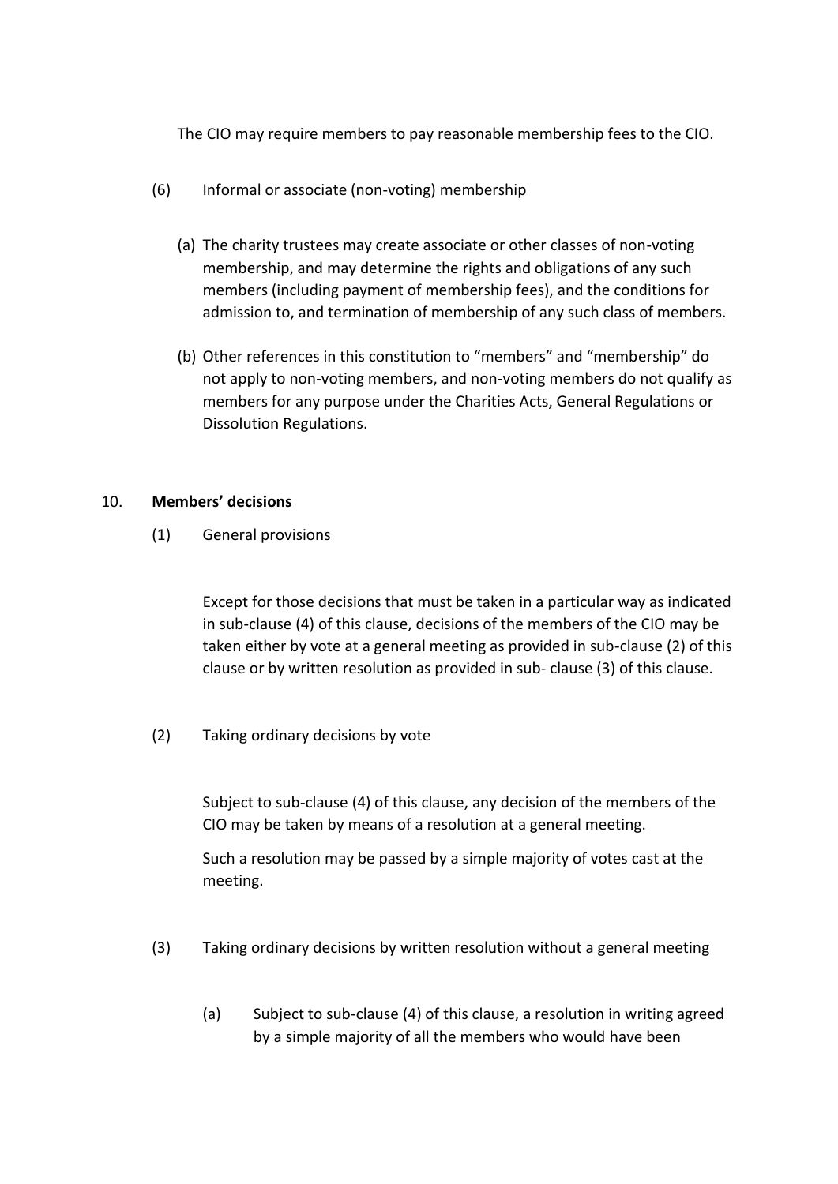The CIO may require members to pay reasonable membership fees to the CIO.

(6) Informal or associate (non-voting) membership

(a) The charity trustees may create associate or other classes of non-voting membership, and may determine the rights and obligations of any such members (including payment of membership fees), and the conditions for admission to, and termination of membership of any such class of members.

(b) Other references in this constitution to “members” and “membership” do not apply to non-voting members, and non-voting members do not qualify as members for any purpose under the Charities Acts, General Regulations or Dissolution Regulations.

10. **Members’ decisions**

(1) General provisions

Except for those decisions that must be taken in a particular way as indicated in sub-clause (4) of this clause, decisions of the members of the CIO may be taken either by vote at a general meeting as provided in sub-clause (2) of this clause or by written resolution as provided in sub- clause (3) of this clause.

(2) Taking ordinary decisions by vote

Subject to sub-clause (4) of this clause, any decision of the members of the CIO may be taken by means of a resolution at a general meeting.

Such a resolution may be passed by a simple majority of votes cast at the meeting.

(3) Taking ordinary decisions by written resolution without a general meeting

(a) Subject to sub-clause (4) of this clause, a resolution in writing agreed by a simple majority of all the members who would have been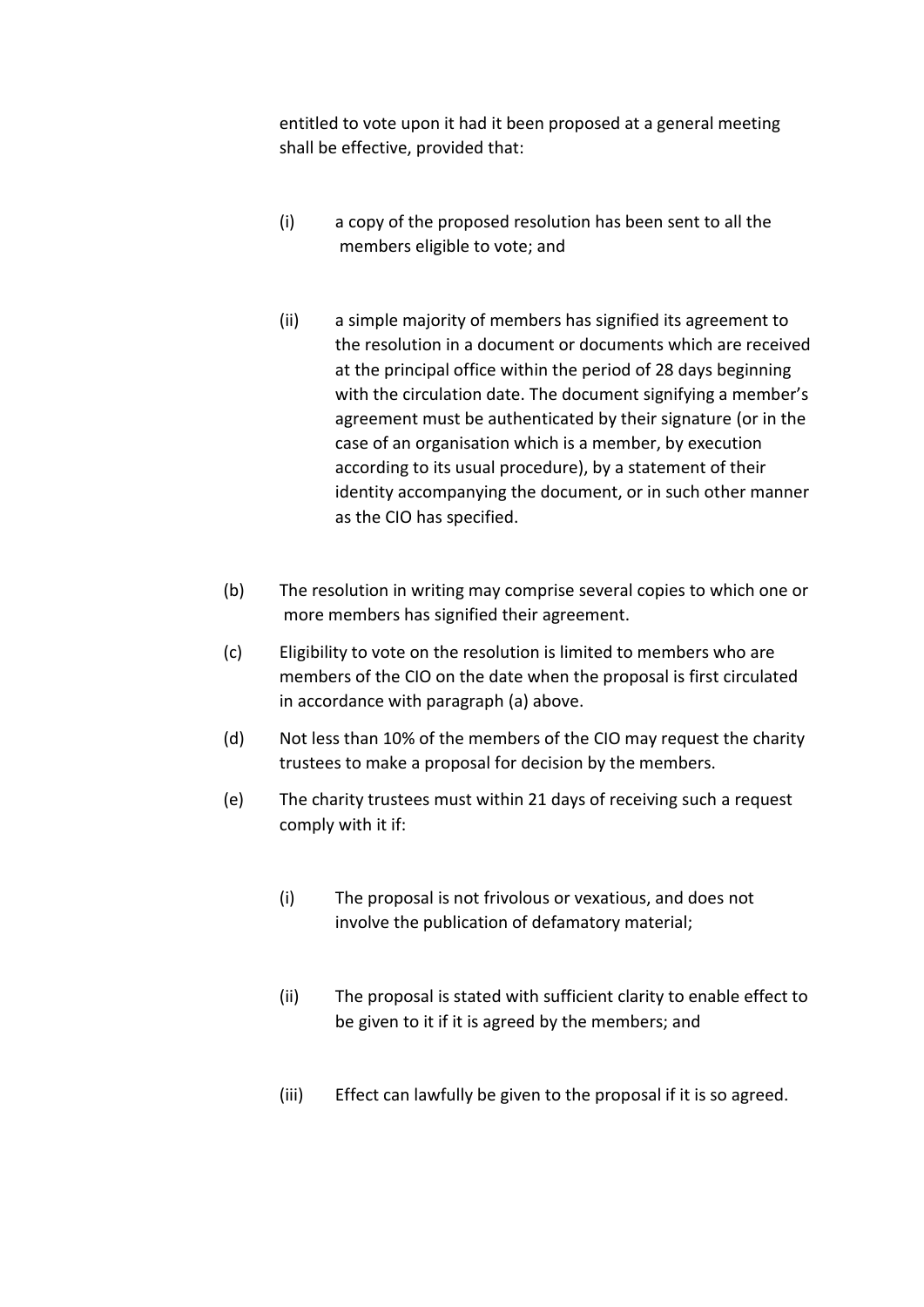entitled to vote upon it had it been proposed at a general meeting shall be effective, provided that:

(i) a copy of the proposed resolution has been sent to all the members eligible to vote; and

(ii) a simple majority of members has signified its agreement to the resolution in a document or documents which are received at the principal office within the period of 28 days beginning with the circulation date. The document signifying a member's agreement must be authenticated by their signature (or in the case of an organisation which is a member, by execution according to its usual procedure), by a statement of their identity accompanying the document, or in such other manner as the CIO has specified.

(b) The resolution in writing may comprise several copies to which one or more members has signified their agreement.

(c) Eligibility to vote on the resolution is limited to members who are members of the CIO on the date when the proposal is first circulated in accordance with paragraph (a) above.

(d) Not less than 10% of the members of the CIO may request the charity trustees to make a proposal for decision by the members.

(e) The charity trustees must within 21 days of receiving such a request comply with it if:

(i) The proposal is not frivolous or vexatious, and does not involve the publication of defamatory material;

(ii) The proposal is stated with sufficient clarity to enable effect to be given to it if it is agreed by the members; and

(iii) Effect can lawfully be given to the proposal if it is so agreed.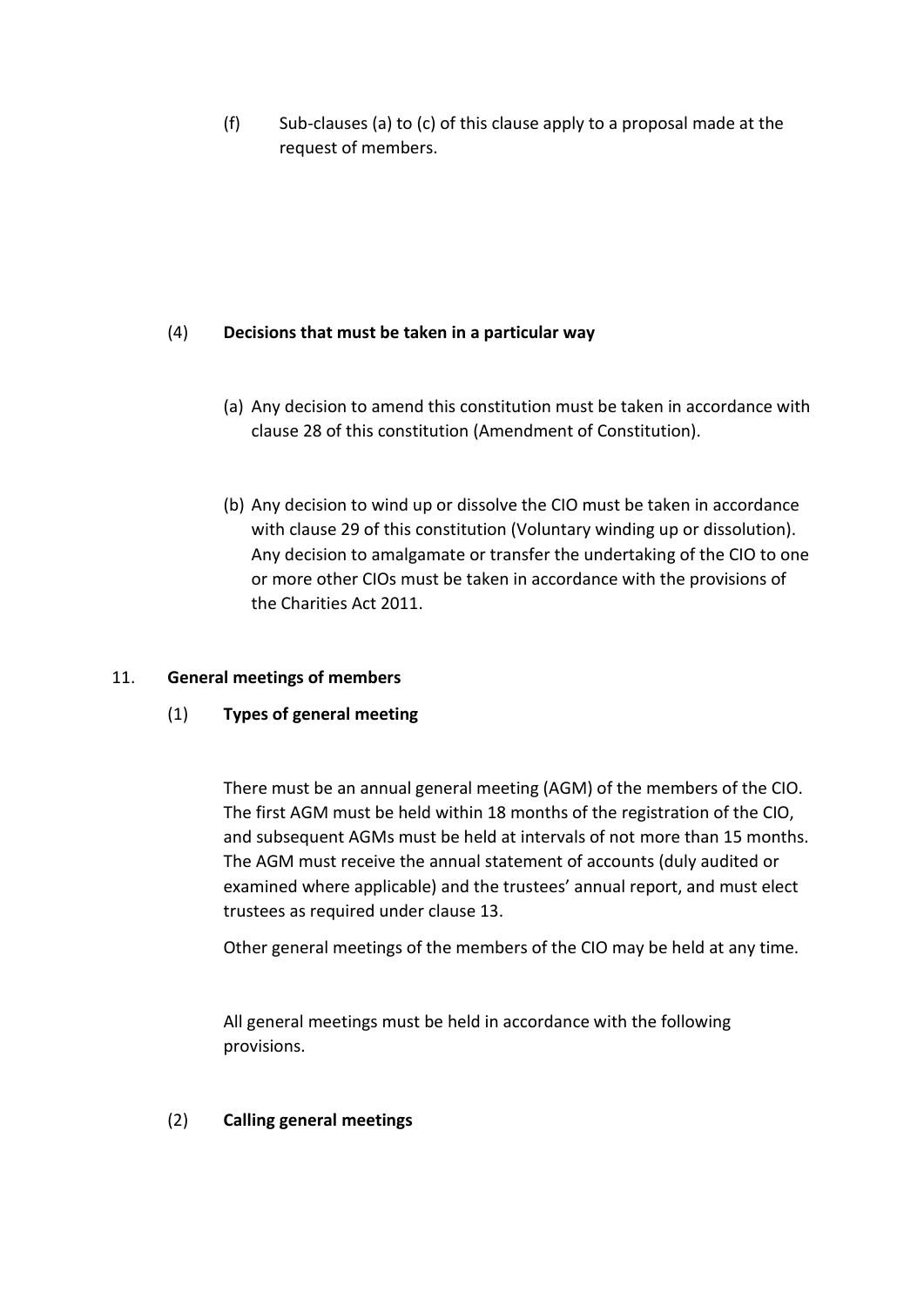(f) Sub-clauses (a) to (c) of this clause apply to a proposal made at the request of members.

(4) **Decisions that must be taken in a particular way**

(a) Any decision to amend this constitution must be taken in accordance with clause 28 of this constitution (Amendment of Constitution).

(b) Any decision to wind up or dissolve the CIO must be taken in accordance with clause 29 of this constitution (Voluntary winding up or dissolution). Any decision to amalgamate or transfer the undertaking of the CIO to one or more other CIOs must be taken in accordance with the provisions of the Charities Act 2011.

11. **General meetings of members**

(1) **Types of general meeting**

There must be an annual general meeting (AGM) of the members of the CIO. The first AGM must be held within 18 months of the registration of the CIO, and subsequent AGMs must be held at intervals of not more than 15 months. The AGM must receive the annual statement of accounts (duly audited or examined where applicable) and the trustees' annual report, and must elect trustees as required under clause 13.

Other general meetings of the members of the CIO may be held at any time.

All general meetings must be held in accordance with the following provisions.

(2) **Calling general meetings**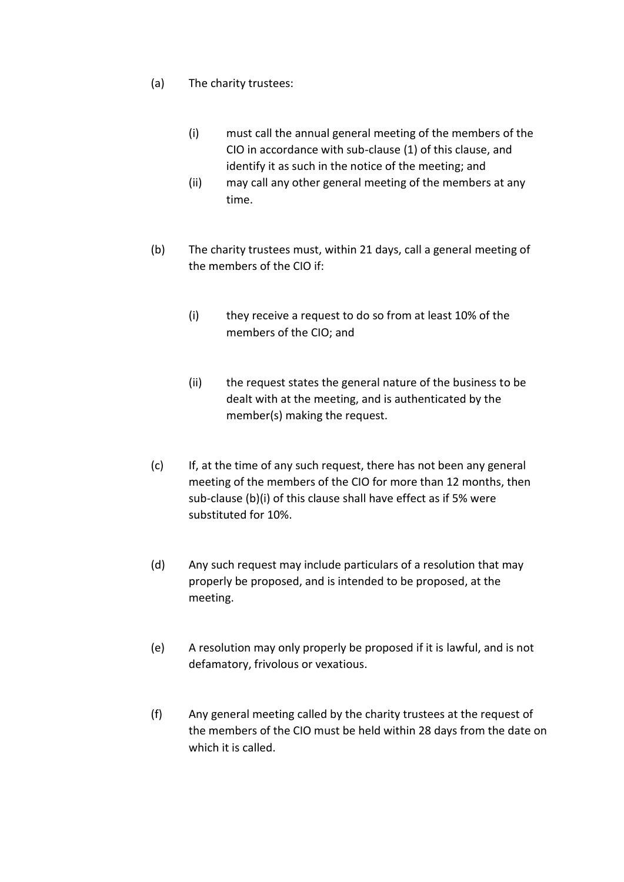(a) The charity trustees:

  (i) must call the annual general meeting of the members of the CIO in accordance with sub-clause (1) of this clause, and identify it as such in the notice of the meeting; and

  (ii) may call any other general meeting of the members at any time.

(b) The charity trustees must, within 21 days, call a general meeting of the members of the CIO if:

  (i) they receive a request to do so from at least 10% of the members of the CIO; and

  (ii) the request states the general nature of the business to be dealt with at the meeting, and is authenticated by the member(s) making the request.

(c) If, at the time of any such request, there has not been any general meeting of the members of the CIO for more than 12 months, then sub-clause (b)(i) of this clause shall have effect as if 5% were substituted for 10%.

(d) Any such request may include particulars of a resolution that may properly be proposed, and is intended to be proposed, at the meeting.

(e) A resolution may only properly be proposed if it is lawful, and is not defamatory, frivolous or vexatious.

(f) Any general meeting called by the charity trustees at the request of the members of the CIO must be held within 28 days from the date on which it is called.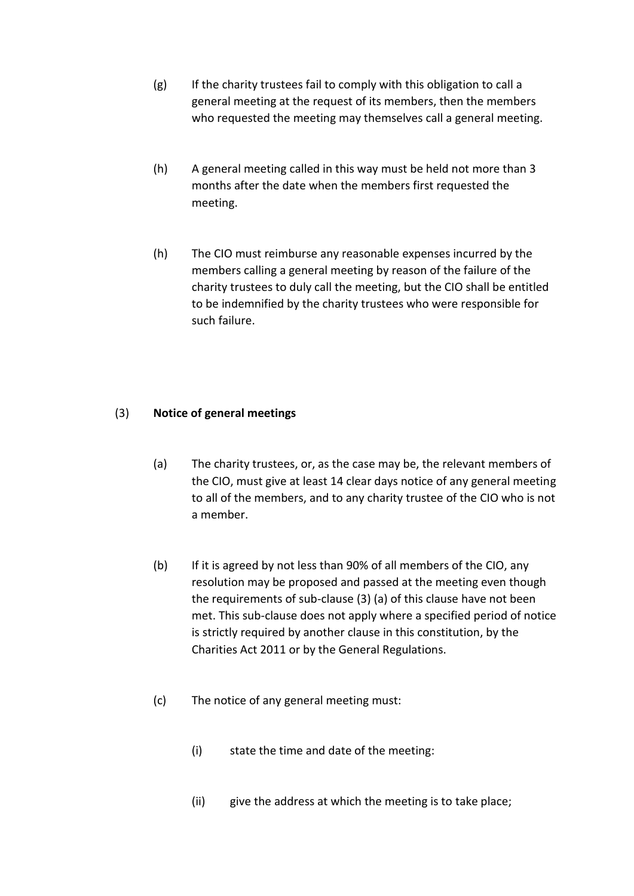(g) If the charity trustees fail to comply with this obligation to call a general meeting at the request of its members, then the members who requested the meeting may themselves call a general meeting.

(h) A general meeting called in this way must be held not more than 3 months after the date when the members first requested the meeting.

(h) The CIO must reimburse any reasonable expenses incurred by the members calling a general meeting by reason of the failure of the charity trustees to duly call the meeting, but the CIO shall be entitled to be indemnified by the charity trustees who were responsible for such failure.

(3) **Notice of general meetings**

(a) The charity trustees, or, as the case may be, the relevant members of the CIO, must give at least 14 clear days notice of any general meeting to all of the members, and to any charity trustee of the CIO who is not a member.

(b) If it is agreed by not less than 90% of all members of the CIO, any resolution may be proposed and passed at the meeting even though the requirements of sub-clause (3) (a) of this clause have not been met. This sub-clause does not apply where a specified period of notice is strictly required by another clause in this constitution, by the Charities Act 2011 or by the General Regulations.

(c) The notice of any general meeting must:

(i) state the time and date of the meeting:

(ii) give the address at which the meeting is to take place;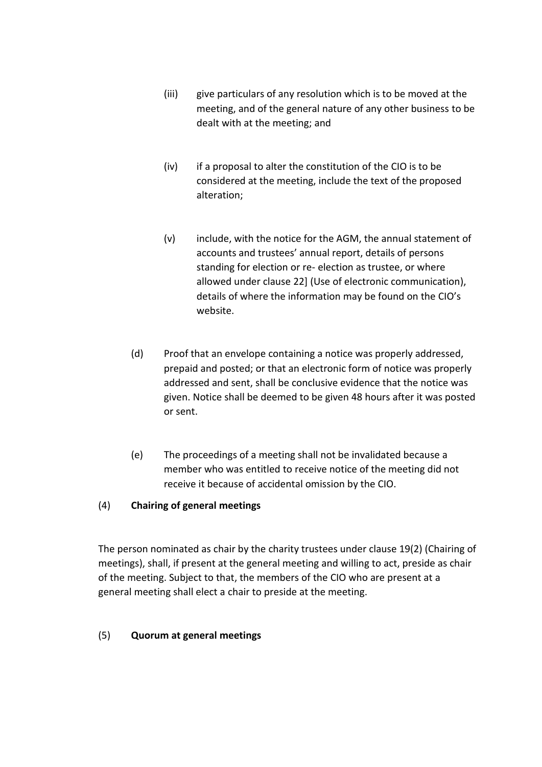(iii) give particulars of any resolution which is to be moved at the meeting, and of the general nature of any other business to be dealt with at the meeting; and

(iv) if a proposal to alter the constitution of the CIO is to be considered at the meeting, include the text of the proposed alteration;

(v) include, with the notice for the AGM, the annual statement of accounts and trustees' annual report, details of persons standing for election or re- election as trustee, or where allowed under clause 22] (Use of electronic communication), details of where the information may be found on the CIO's website.

(d) Proof that an envelope containing a notice was properly addressed, prepaid and posted; or that an electronic form of notice was properly addressed and sent, shall be conclusive evidence that the notice was given. Notice shall be deemed to be given 48 hours after it was posted or sent.

(e) The proceedings of a meeting shall not be invalidated because a member who was entitled to receive notice of the meeting did not receive it because of accidental omission by the CIO.

(4) **Chairing of general meetings**

The person nominated as chair by the charity trustees under clause 19(2) (Chairing of meetings), shall, if present at the general meeting and willing to act, preside as chair of the meeting. Subject to that, the members of the CIO who are present at a general meeting shall elect a chair to preside at the meeting.

(5) **Quorum at general meetings**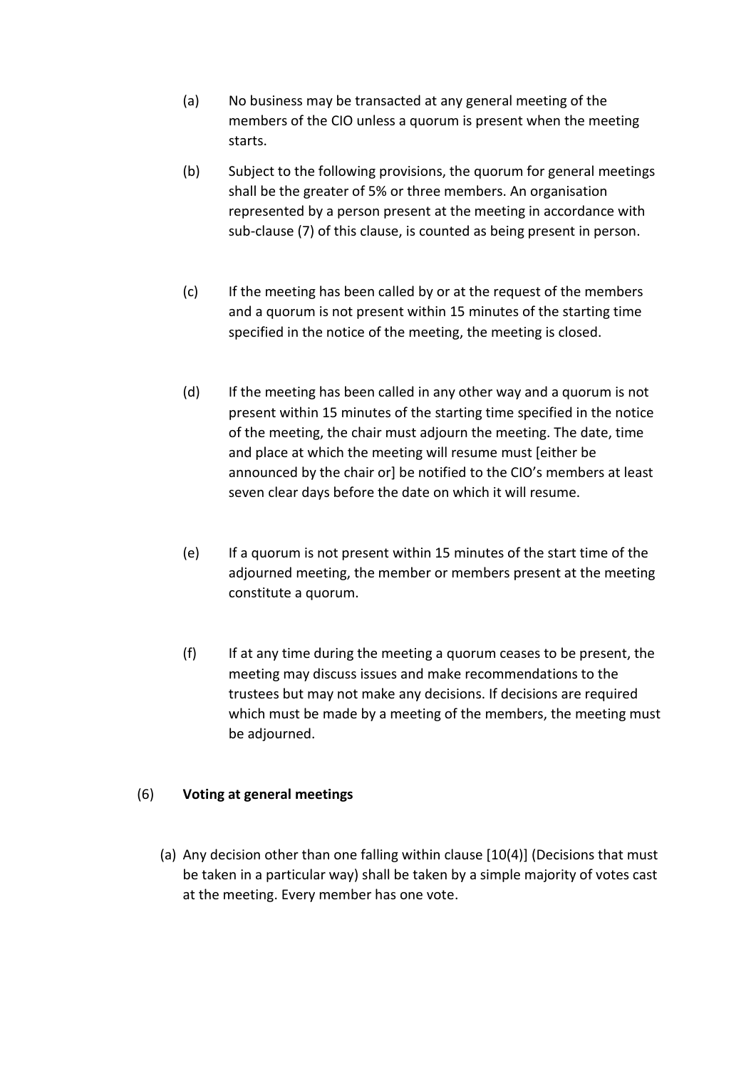(a) No business may be transacted at any general meeting of the members of the CIO unless a quorum is present when the meeting starts.

(b) Subject to the following provisions, the quorum for general meetings shall be the greater of 5% or three members. An organisation represented by a person present at the meeting in accordance with sub-clause (7) of this clause, is counted as being present in person.

(c) If the meeting has been called by or at the request of the members and a quorum is not present within 15 minutes of the starting time specified in the notice of the meeting, the meeting is closed.

(d) If the meeting has been called in any other way and a quorum is not present within 15 minutes of the starting time specified in the notice of the meeting, the chair must adjourn the meeting. The date, time and place at which the meeting will resume must [either be announced by the chair or] be notified to the CIO's members at least seven clear days before the date on which it will resume.

(e) If a quorum is not present within 15 minutes of the start time of the adjourned meeting, the member or members present at the meeting constitute a quorum.

(f) If at any time during the meeting a quorum ceases to be present, the meeting may discuss issues and make recommendations to the trustees but may not make any decisions. If decisions are required which must be made by a meeting of the members, the meeting must be adjourned.

(6) **Voting at general meetings**

(a) Any decision other than one falling within clause [10(4)] (Decisions that must be taken in a particular way) shall be taken by a simple majority of votes cast at the meeting. Every member has one vote.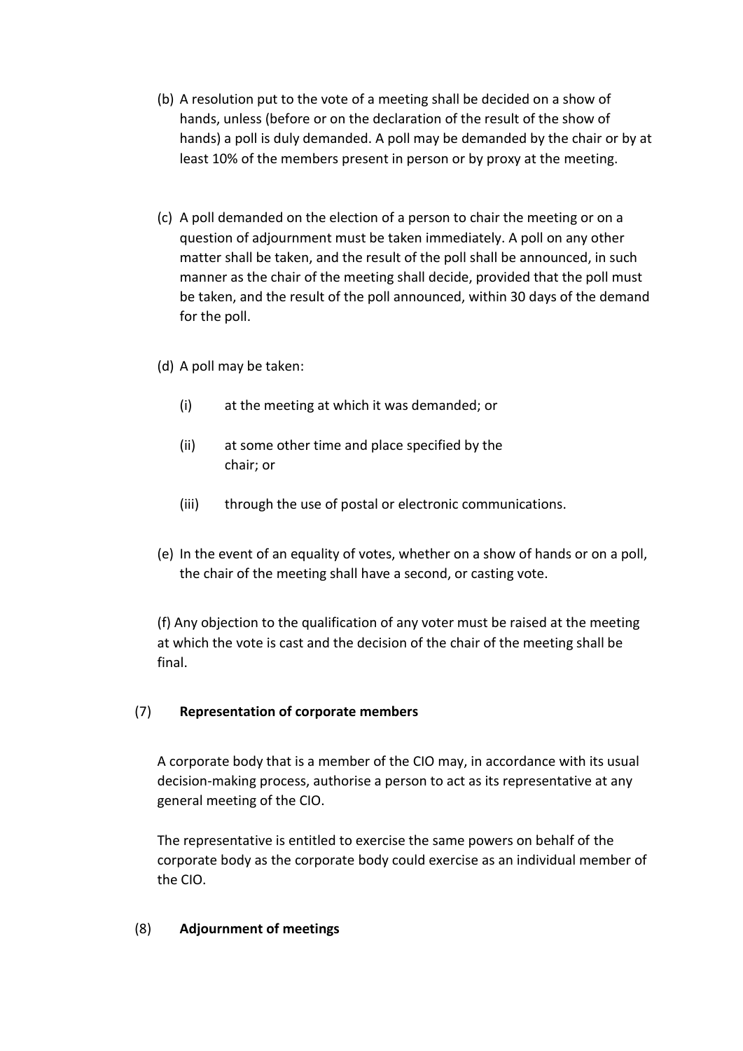(b) A resolution put to the vote of a meeting shall be decided on a show of hands, unless (before or on the declaration of the result of the show of hands) a poll is duly demanded. A poll may be demanded by the chair or by at least 10% of the members present in person or by proxy at the meeting.

(c) A poll demanded on the election of a person to chair the meeting or on a question of adjournment must be taken immediately. A poll on any other matter shall be taken, and the result of the poll shall be announced, in such manner as the chair of the meeting shall decide, provided that the poll must be taken, and the result of the poll announced, within 30 days of the demand for the poll.

(d) A poll may be taken:

(i) at the meeting at which it was demanded; or

(ii) at some other time and place specified by the chair; or

(iii) through the use of postal or electronic communications.

(e) In the event of an equality of votes, whether on a show of hands or on a poll, the chair of the meeting shall have a second, or casting vote.

(f) Any objection to the qualification of any voter must be raised at the meeting at which the vote is cast and the decision of the chair of the meeting shall be final.

(7) **Representation of corporate members**

A corporate body that is a member of the CIO may, in accordance with its usual decision-making process, authorise a person to act as its representative at any general meeting of the CIO.

The representative is entitled to exercise the same powers on behalf of the corporate body as the corporate body could exercise as an individual member of the CIO.

(8) **Adjournment of meetings**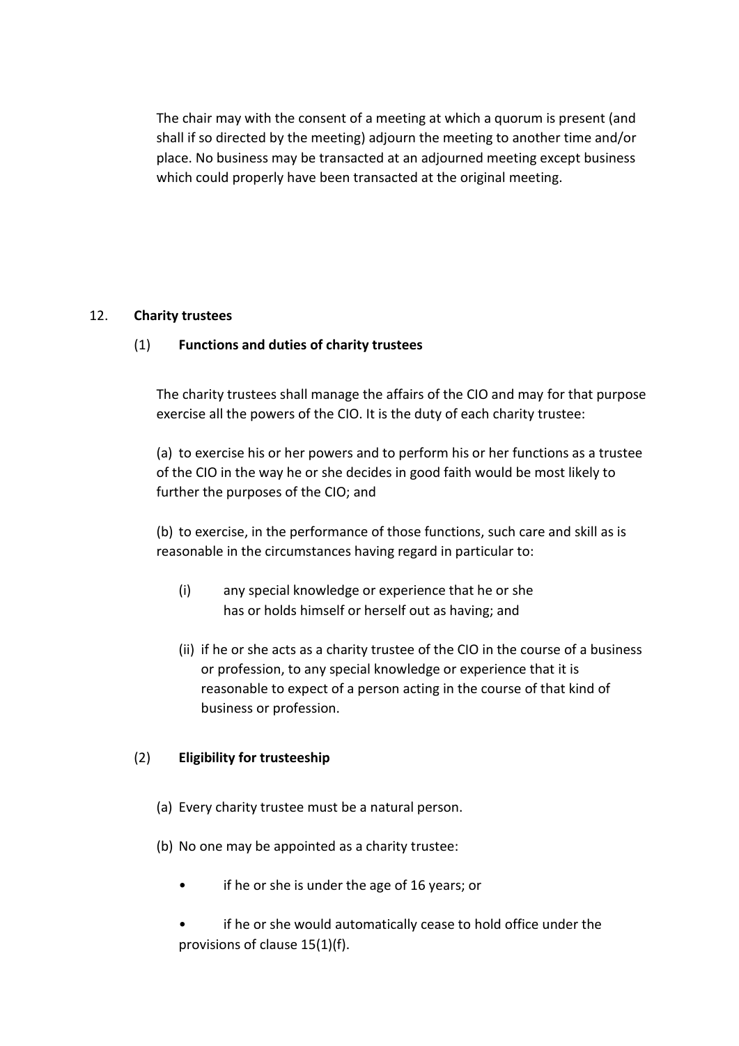The chair may with the consent of a meeting at which a quorum is present (and shall if so directed by the meeting) adjourn the meeting to another time and/or place. No business may be transacted at an adjourned meeting except business which could properly have been transacted at the original meeting.

## 12. Charity trustees

### (1) Functions and duties of charity trustees

The charity trustees shall manage the affairs of the CIO and may for that purpose exercise all the powers of the CIO. It is the duty of each charity trustee:

(a) to exercise his or her powers and to perform his or her functions as a trustee of the CIO in the way he or she decides in good faith would be most likely to further the purposes of the CIO; and

(b) to exercise, in the performance of those functions, such care and skill as is reasonable in the circumstances having regard in particular to:

- (i) any special knowledge or experience that he or she has or holds himself or herself out as having; and
- (ii) if he or she acts as a charity trustee of the CIO in the course of a business or profession, to any special knowledge or experience that it is reasonable to expect of a person acting in the course of that kind of business or profession.

### (2) Eligibility for trusteeship

(a) Every charity trustee must be a natural person.

(b) No one may be appointed as a charity trustee:

- if he or she is under the age of 16 years; or
- if he or she would automatically cease to hold office under the provisions of clause 15(1)(f).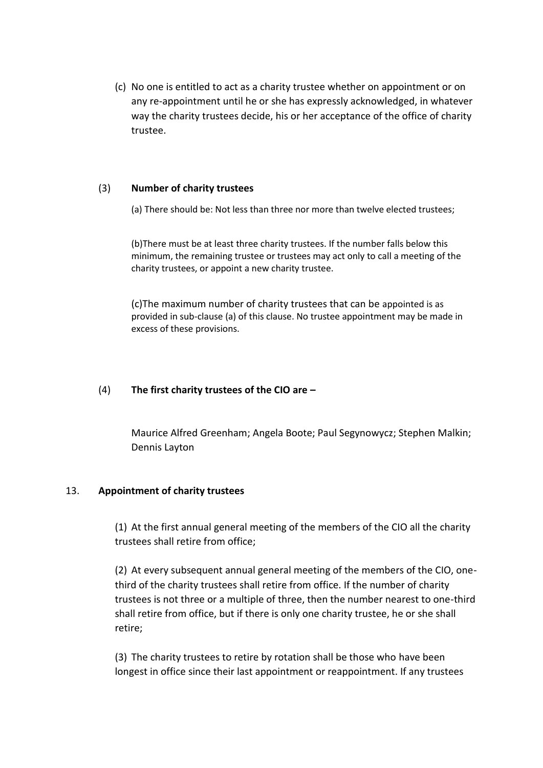(c) No one is entitled to act as a charity trustee whether on appointment or on any re-appointment until he or she has expressly acknowledged, in whatever way the charity trustees decide, his or her acceptance of the office of charity trustee.

(3) **Number of charity trustees**

(a) There should be: Not less than three nor more than twelve elected trustees;

(b)There must be at least three charity trustees. If the number falls below this minimum, the remaining trustee or trustees may act only to call a meeting of the charity trustees, or appoint a new charity trustee.

(c)The maximum number of charity trustees that can be appointed is as provided in sub-clause (a) of this clause. No trustee appointment may be made in excess of these provisions.

(4) **The first charity trustees of the CIO are –**

Maurice Alfred Greenham; Angela Boote; Paul Segynowycz; Stephen Malkin; Dennis Layton

13. **Appointment of charity trustees**

(1) At the first annual general meeting of the members of the CIO all the charity trustees shall retire from office;

(2) At every subsequent annual general meeting of the members of the CIO, one-third of the charity trustees shall retire from office. If the number of charity trustees is not three or a multiple of three, then the number nearest to one-third shall retire from office, but if there is only one charity trustee, he or she shall retire;

(3) The charity trustees to retire by rotation shall be those who have been longest in office since their last appointment or reappointment. If any trustees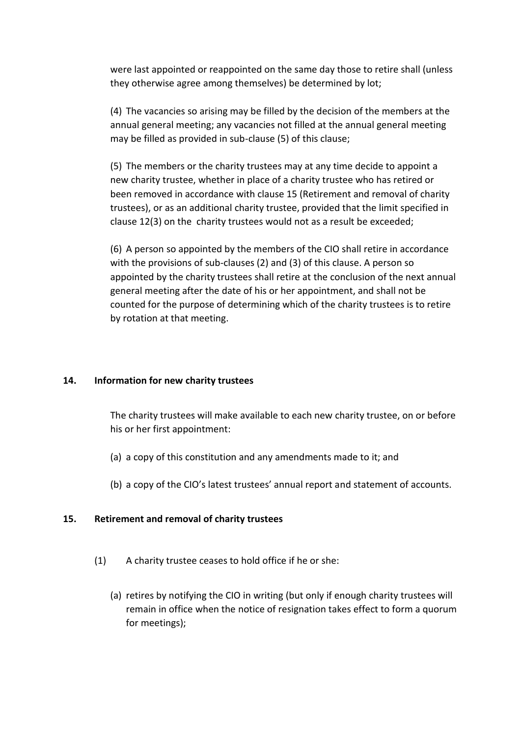were last appointed or reappointed on the same day those to retire shall (unless they otherwise agree among themselves) be determined by lot;

(4) The vacancies so arising may be filled by the decision of the members at the annual general meeting; any vacancies not filled at the annual general meeting may be filled as provided in sub-clause (5) of this clause;

(5) The members or the charity trustees may at any time decide to appoint a new charity trustee, whether in place of a charity trustee who has retired or been removed in accordance with clause 15 (Retirement and removal of charity trustees), or as an additional charity trustee, provided that the limit specified in clause 12(3) on the charity trustees would not as a result be exceeded;

(6) A person so appointed by the members of the CIO shall retire in accordance with the provisions of sub-clauses (2) and (3) of this clause. A person so appointed by the charity trustees shall retire at the conclusion of the next annual general meeting after the date of his or her appointment, and shall not be counted for the purpose of determining which of the charity trustees is to retire by rotation at that meeting.

## 14. Information for new charity trustees

The charity trustees will make available to each new charity trustee, on or before his or her first appointment:

(a) a copy of this constitution and any amendments made to it; and

(b) a copy of the CIO's latest trustees' annual report and statement of accounts.

## 15. Retirement and removal of charity trustees

(1) A charity trustee ceases to hold office if he or she:

(a) retires by notifying the CIO in writing (but only if enough charity trustees will remain in office when the notice of resignation takes effect to form a quorum for meetings);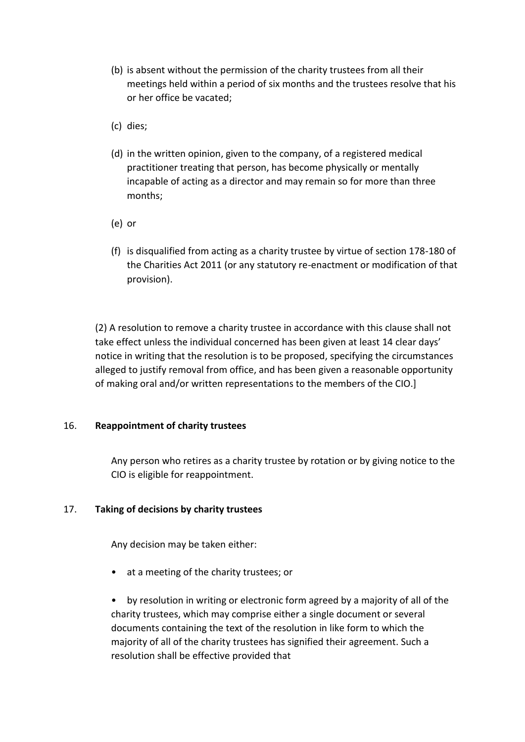(b) is absent without the permission of the charity trustees from all their meetings held within a period of six months and the trustees resolve that his or her office be vacated;

(c) dies;

(d) in the written opinion, given to the company, of a registered medical practitioner treating that person, has become physically or mentally incapable of acting as a director and may remain so for more than three months;

(e) or

(f) is disqualified from acting as a charity trustee by virtue of section 178-180 of the Charities Act 2011 (or any statutory re-enactment or modification of that provision).

(2) A resolution to remove a charity trustee in accordance with this clause shall not take effect unless the individual concerned has been given at least 14 clear days' notice in writing that the resolution is to be proposed, specifying the circumstances alleged to justify removal from office, and has been given a reasonable opportunity of making oral and/or written representations to the members of the CIO.]

16. **Reappointment of charity trustees**

Any person who retires as a charity trustee by rotation or by giving notice to the CIO is eligible for reappointment.

17. **Taking of decisions by charity trustees**

Any decision may be taken either:

- at a meeting of the charity trustees; or
- by resolution in writing or electronic form agreed by a majority of all of the charity trustees, which may comprise either a single document or several documents containing the text of the resolution in like form to which the majority of all of the charity trustees has signified their agreement. Such a resolution shall be effective provided that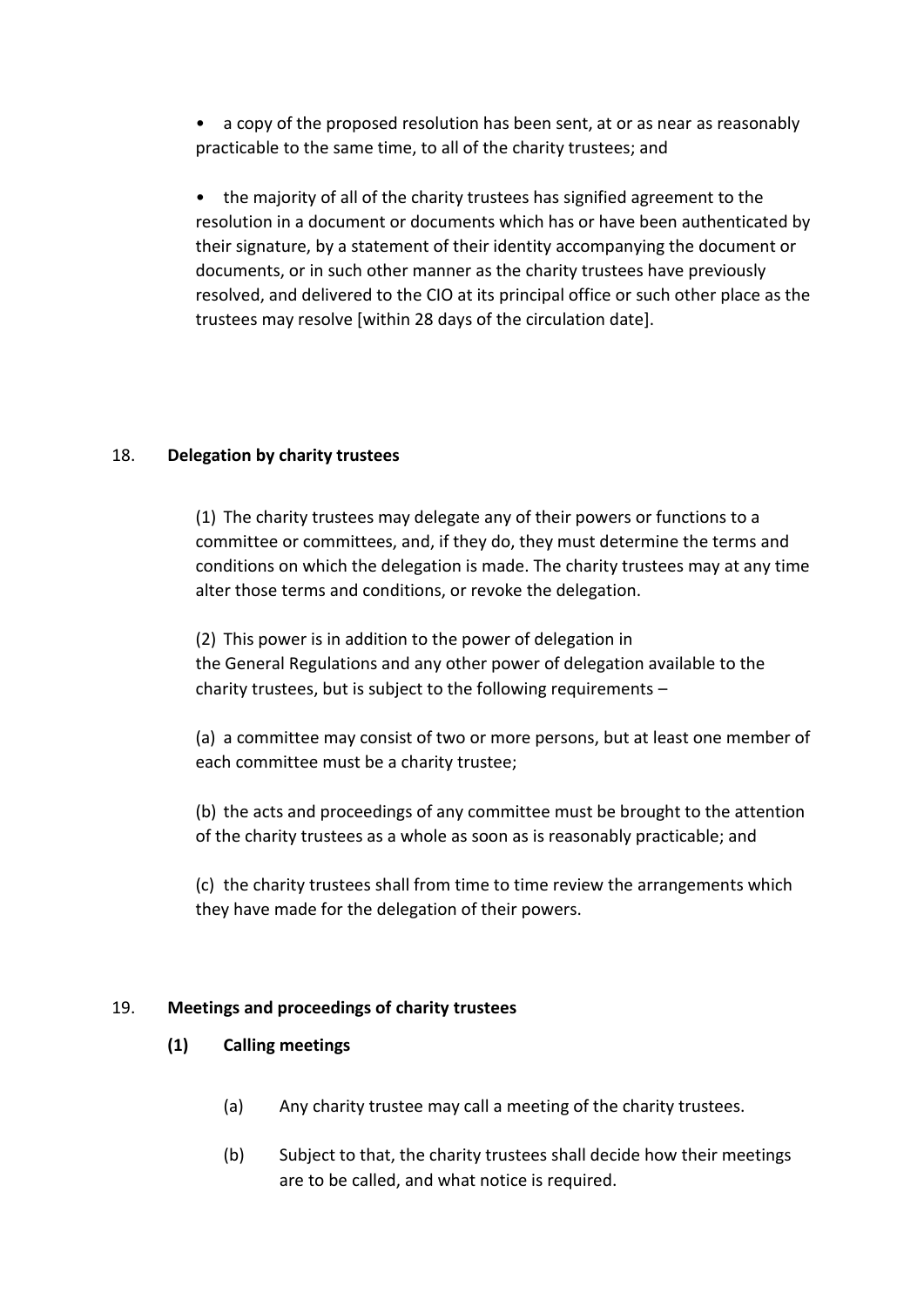- a copy of the proposed resolution has been sent, at or as near as reasonably practicable to the same time, to all of the charity trustees; and

- the majority of all of the charity trustees has signified agreement to the resolution in a document or documents which has or have been authenticated by their signature, by a statement of their identity accompanying the document or documents, or in such other manner as the charity trustees have previously resolved, and delivered to the CIO at its principal office or such other place as the trustees may resolve [within 28 days of the circulation date].

## 18. **Delegation by charity trustees**

(1) The charity trustees may delegate any of their powers or functions to a committee or committees, and, if they do, they must determine the terms and conditions on which the delegation is made. The charity trustees may at any time alter those terms and conditions, or revoke the delegation.

(2) This power is in addition to the power of delegation in the General Regulations and any other power of delegation available to the charity trustees, but is subject to the following requirements –

(a) a committee may consist of two or more persons, but at least one member of each committee must be a charity trustee;

(b) the acts and proceedings of any committee must be brought to the attention of the charity trustees as a whole as soon as is reasonably practicable; and

(c) the charity trustees shall from time to time review the arrangements which they have made for the delegation of their powers.

## 19. **Meetings and proceedings of charity trustees**

### (1) **Calling meetings**

(a) Any charity trustee may call a meeting of the charity trustees.

(b) Subject to that, the charity trustees shall decide how their meetings are to be called, and what notice is required.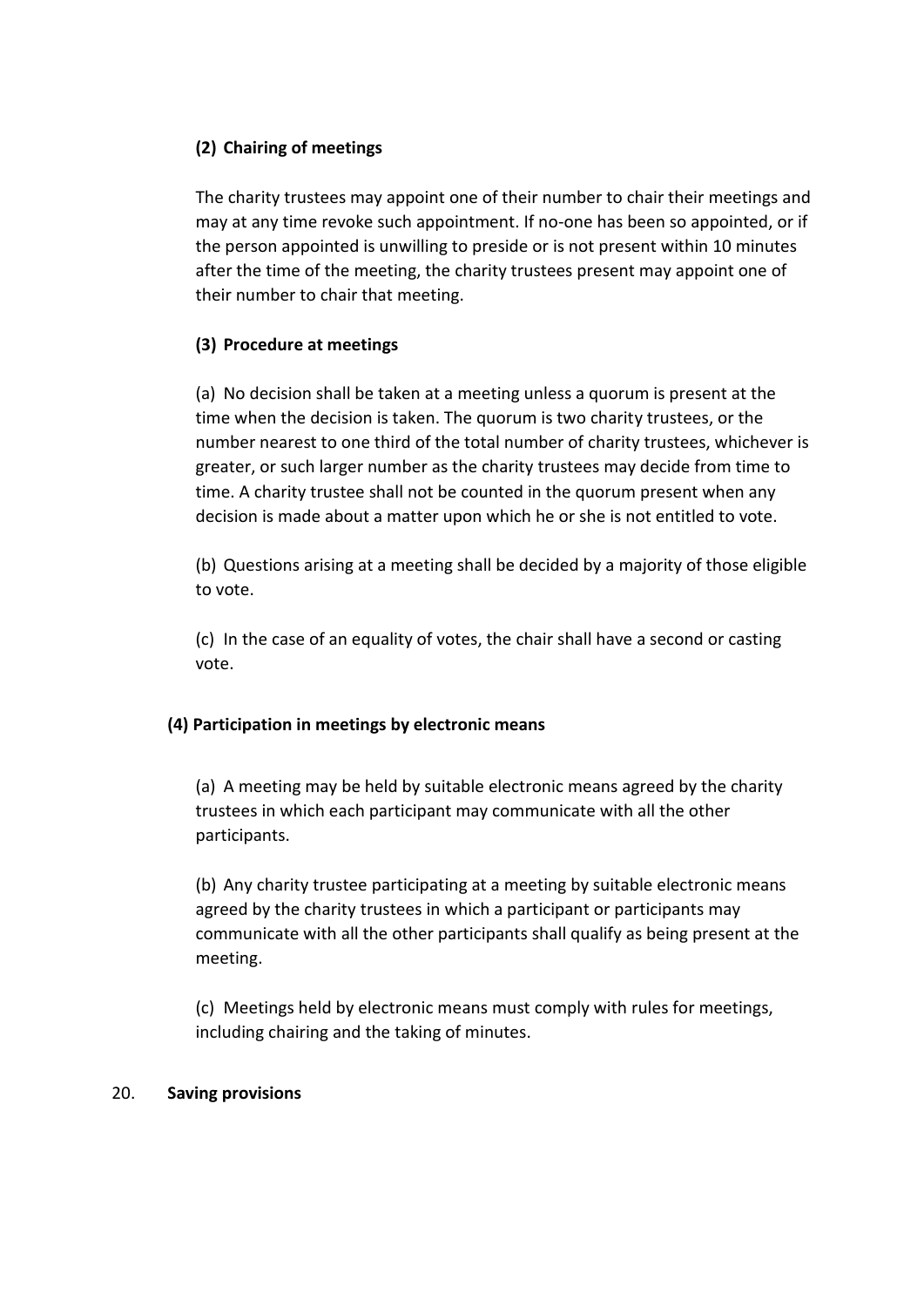**(2) Chairing of meetings**

The charity trustees may appoint one of their number to chair their meetings and may at any time revoke such appointment. If no-one has been so appointed, or if the person appointed is unwilling to preside or is not present within 10 minutes after the time of the meeting, the charity trustees present may appoint one of their number to chair that meeting.

**(3) Procedure at meetings**

(a) No decision shall be taken at a meeting unless a quorum is present at the time when the decision is taken. The quorum is two charity trustees, or the number nearest to one third of the total number of charity trustees, whichever is greater, or such larger number as the charity trustees may decide from time to time. A charity trustee shall not be counted in the quorum present when any decision is made about a matter upon which he or she is not entitled to vote.

(b) Questions arising at a meeting shall be decided by a majority of those eligible to vote.

(c) In the case of an equality of votes, the chair shall have a second or casting vote.

**(4) Participation in meetings by electronic means**

(a) A meeting may be held by suitable electronic means agreed by the charity trustees in which each participant may communicate with all the other participants.

(b) Any charity trustee participating at a meeting by suitable electronic means agreed by the charity trustees in which a participant or participants may communicate with all the other participants shall qualify as being present at the meeting.

(c) Meetings held by electronic means must comply with rules for meetings, including chairing and the taking of minutes.

20. **Saving provisions**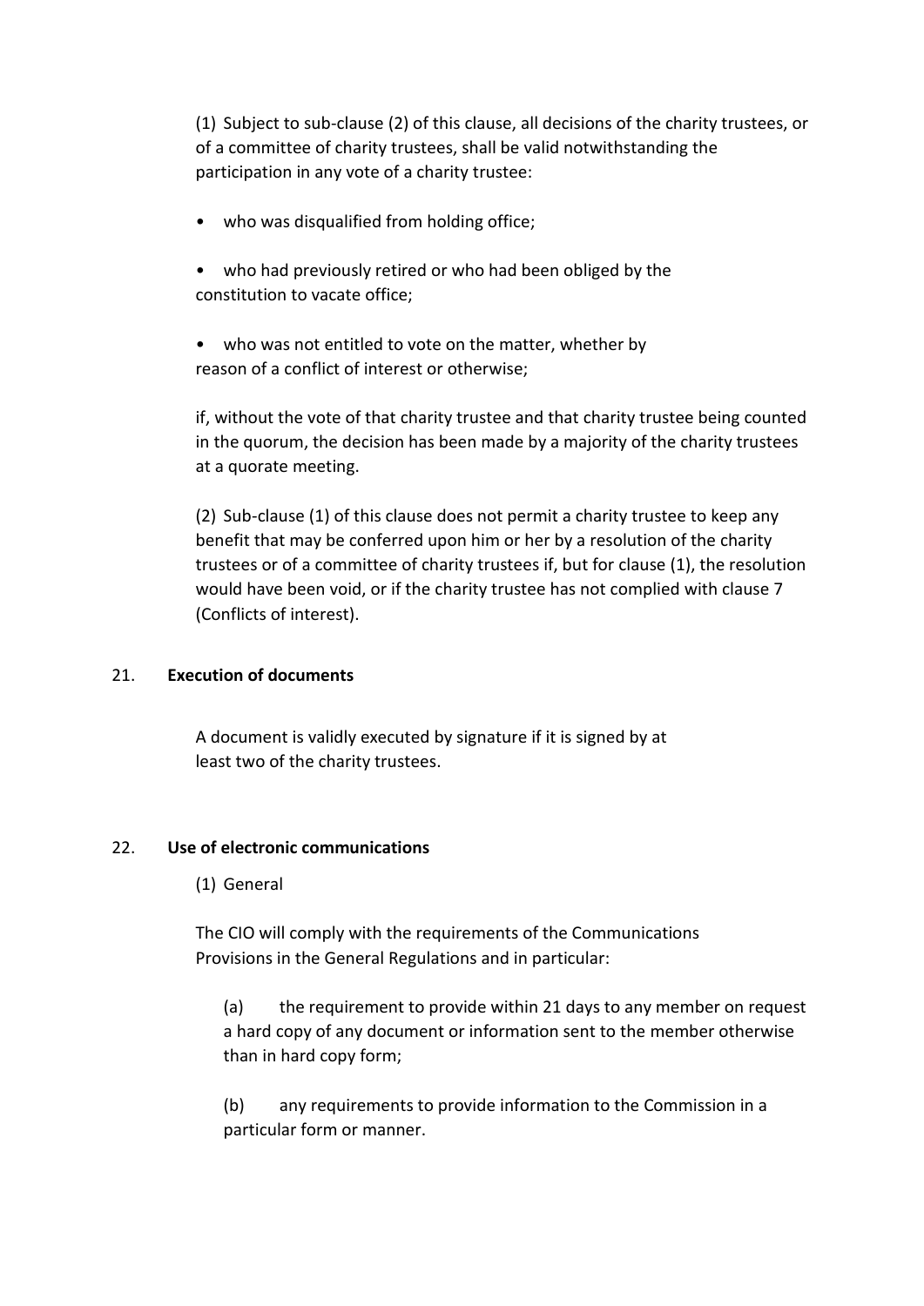(1) Subject to sub-clause (2) of this clause, all decisions of the charity trustees, or of a committee of charity trustees, shall be valid notwithstanding the participation in any vote of a charity trustee:

- who was disqualified from holding office;
- who had previously retired or who had been obliged by the constitution to vacate office;
- who was not entitled to vote on the matter, whether by reason of a conflict of interest or otherwise;

if, without the vote of that charity trustee and that charity trustee being counted in the quorum, the decision has been made by a majority of the charity trustees at a quorate meeting.

(2) Sub-clause (1) of this clause does not permit a charity trustee to keep any benefit that may be conferred upon him or her by a resolution of the charity trustees or of a committee of charity trustees if, but for clause (1), the resolution would have been void, or if the charity trustee has not complied with clause 7 (Conflicts of interest).

## 21. **Execution of documents**

A document is validly executed by signature if it is signed by at least two of the charity trustees.

## 22. **Use of electronic communications**

(1) General

The CIO will comply with the requirements of the Communications Provisions in the General Regulations and in particular:

(a) the requirement to provide within 21 days to any member on request a hard copy of any document or information sent to the member otherwise than in hard copy form;

(b) any requirements to provide information to the Commission in a particular form or manner.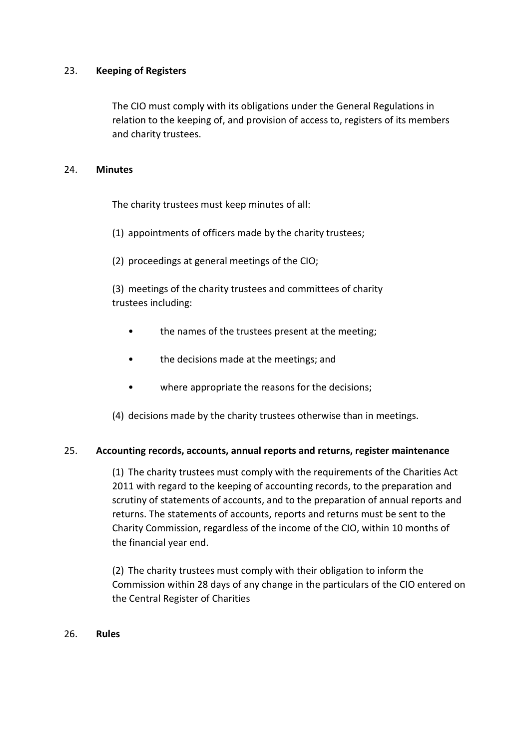## 23. Keeping of Registers

The CIO must comply with its obligations under the General Regulations in relation to the keeping of, and provision of access to, registers of its members and charity trustees.

## 24. Minutes

The charity trustees must keep minutes of all:

(1) appointments of officers made by the charity trustees;

(2) proceedings at general meetings of the CIO;

(3) meetings of the charity trustees and committees of charity trustees including:

- the names of the trustees present at the meeting;
- the decisions made at the meetings; and
- where appropriate the reasons for the decisions;

(4) decisions made by the charity trustees otherwise than in meetings.

## 25. Accounting records, accounts, annual reports and returns, register maintenance

(1) The charity trustees must comply with the requirements of the Charities Act 2011 with regard to the keeping of accounting records, to the preparation and scrutiny of statements of accounts, and to the preparation of annual reports and returns. The statements of accounts, reports and returns must be sent to the Charity Commission, regardless of the income of the CIO, within 10 months of the financial year end.

(2) The charity trustees must comply with their obligation to inform the Commission within 28 days of any change in the particulars of the CIO entered on the Central Register of Charities

## 26. Rules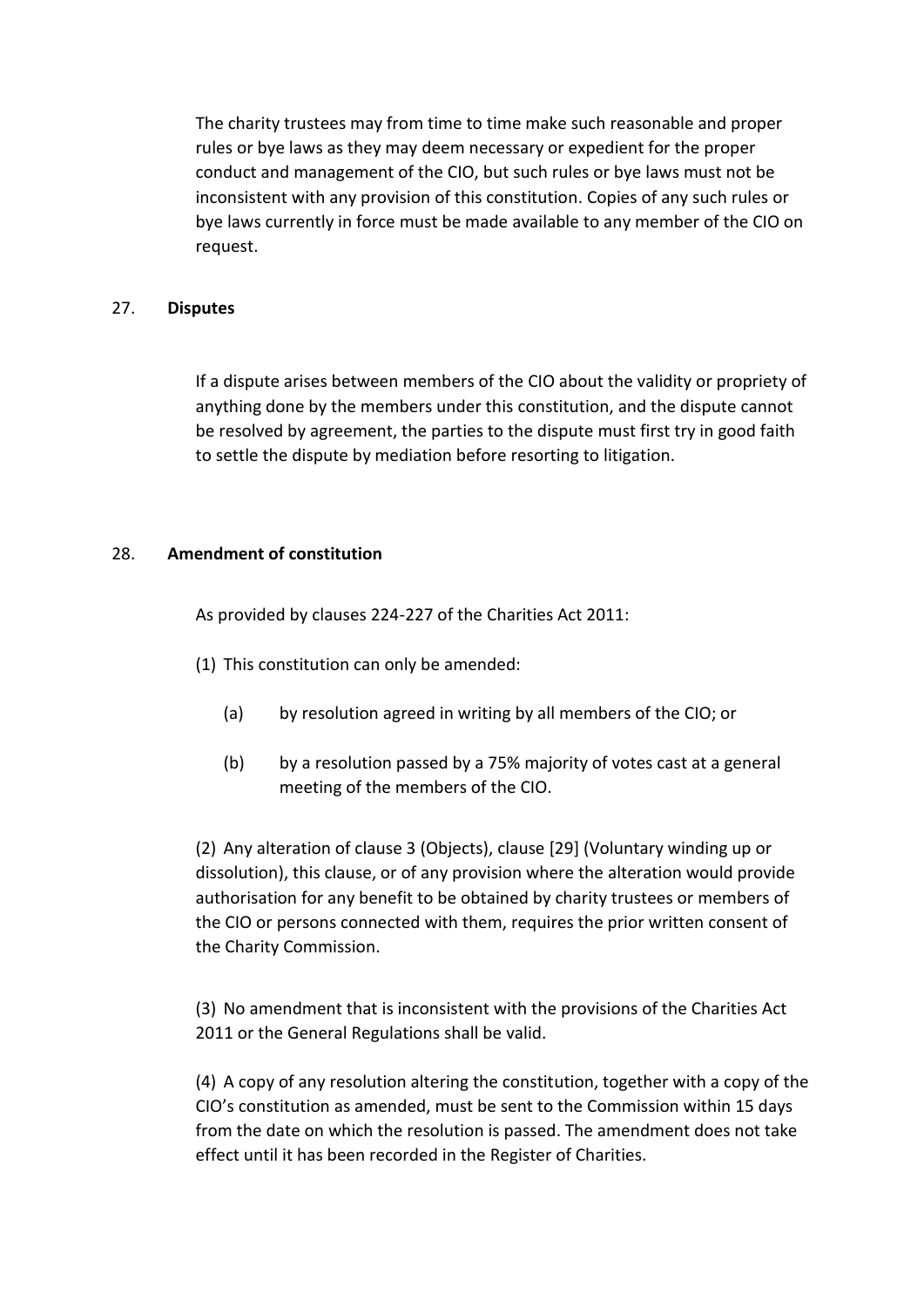The charity trustees may from time to time make such reasonable and proper rules or bye laws as they may deem necessary or expedient for the proper conduct and management of the CIO, but such rules or bye laws must not be inconsistent with any provision of this constitution. Copies of any such rules or bye laws currently in force must be made available to any member of the CIO on request.

27. **Disputes**

If a dispute arises between members of the CIO about the validity or propriety of anything done by the members under this constitution, and the dispute cannot be resolved by agreement, the parties to the dispute must first try in good faith to settle the dispute by mediation before resorting to litigation.

28. **Amendment of constitution**

As provided by clauses 224-227 of the Charities Act 2011:

(1) This constitution can only be amended:

(a) by resolution agreed in writing by all members of the CIO; or

(b) by a resolution passed by a 75% majority of votes cast at a general meeting of the members of the CIO.

(2) Any alteration of clause 3 (Objects), clause [29] (Voluntary winding up or dissolution), this clause, or of any provision where the alteration would provide authorisation for any benefit to be obtained by charity trustees or members of the CIO or persons connected with them, requires the prior written consent of the Charity Commission.

(3) No amendment that is inconsistent with the provisions of the Charities Act 2011 or the General Regulations shall be valid.

(4) A copy of any resolution altering the constitution, together with a copy of the CIO's constitution as amended, must be sent to the Commission within 15 days from the date on which the resolution is passed. The amendment does not take effect until it has been recorded in the Register of Charities.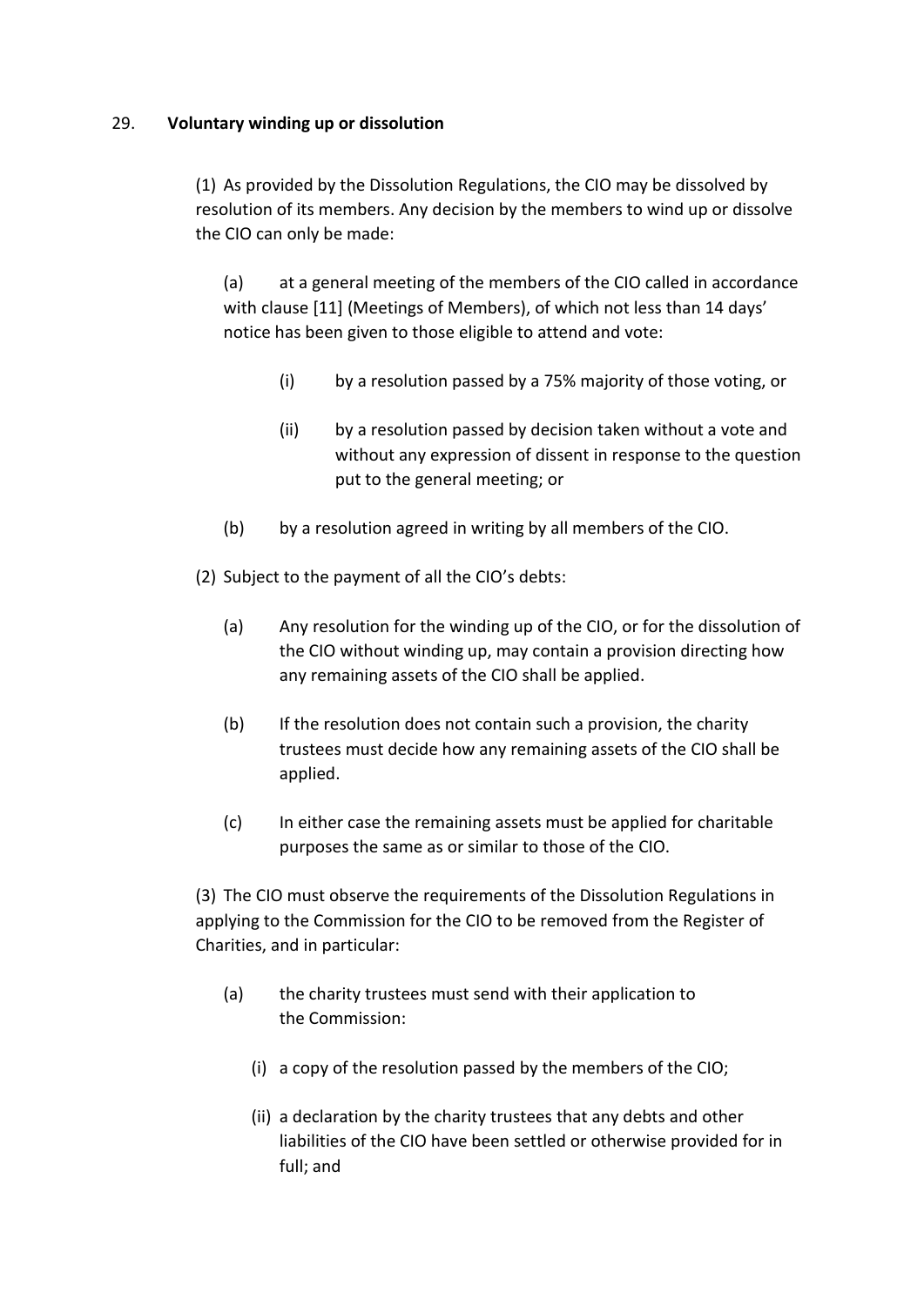29. **Voluntary winding up or dissolution**

(1) As provided by the Dissolution Regulations, the CIO may be dissolved by resolution of its members. Any decision by the members to wind up or dissolve the CIO can only be made:

(a) at a general meeting of the members of the CIO called in accordance with clause [11] (Meetings of Members), of which not less than 14 days' notice has been given to those eligible to attend and vote:

(i) by a resolution passed by a 75% majority of those voting, or

(ii) by a resolution passed by decision taken without a vote and without any expression of dissent in response to the question put to the general meeting; or

(b) by a resolution agreed in writing by all members of the CIO.

(2) Subject to the payment of all the CIO's debts:

(a) Any resolution for the winding up of the CIO, or for the dissolution of the CIO without winding up, may contain a provision directing how any remaining assets of the CIO shall be applied.

(b) If the resolution does not contain such a provision, the charity trustees must decide how any remaining assets of the CIO shall be applied.

(c) In either case the remaining assets must be applied for charitable purposes the same as or similar to those of the CIO.

(3) The CIO must observe the requirements of the Dissolution Regulations in applying to the Commission for the CIO to be removed from the Register of Charities, and in particular:

(a) the charity trustees must send with their application to the Commission:

(i) a copy of the resolution passed by the members of the CIO;

(ii) a declaration by the charity trustees that any debts and other liabilities of the CIO have been settled or otherwise provided for in full; and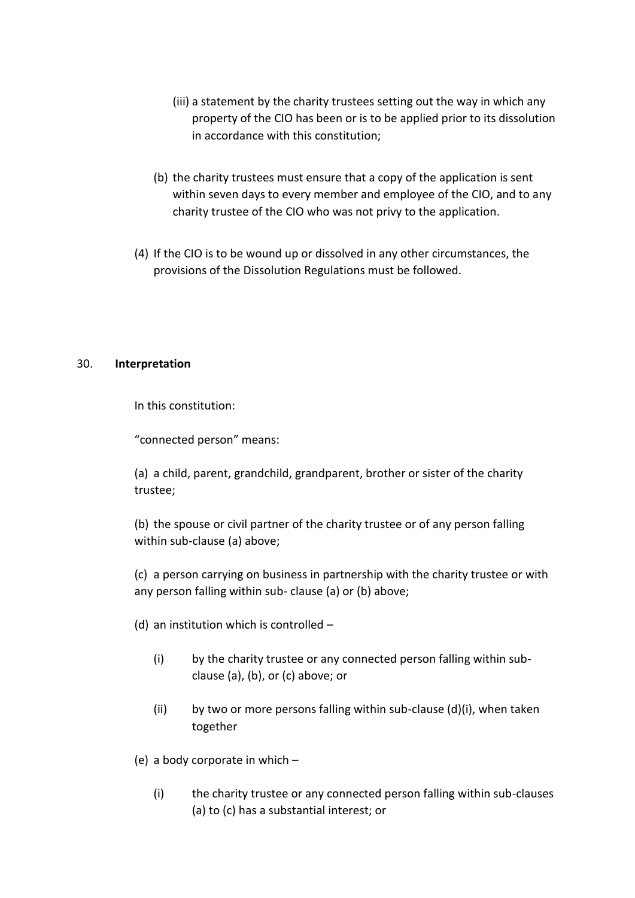(iii) a statement by the charity trustees setting out the way in which any property of the CIO has been or is to be applied prior to its dissolution in accordance with this constitution;

(b) the charity trustees must ensure that a copy of the application is sent within seven days to every member and employee of the CIO, and to any charity trustee of the CIO who was not privy to the application.

(4) If the CIO is to be wound up or dissolved in any other circumstances, the provisions of the Dissolution Regulations must be followed.

30. **Interpretation**

In this constitution:

"connected person" means:

(a) a child, parent, grandchild, grandparent, brother or sister of the charity trustee;

(b) the spouse or civil partner of the charity trustee or of any person falling within sub-clause (a) above;

(c) a person carrying on business in partnership with the charity trustee or with any person falling within sub- clause (a) or (b) above;

(d) an institution which is controlled –

(i) by the charity trustee or any connected person falling within sub-clause (a), (b), or (c) above; or

(ii) by two or more persons falling within sub-clause (d)(i), when taken together

(e) a body corporate in which –

(i) the charity trustee or any connected person falling within sub-clauses (a) to (c) has a substantial interest; or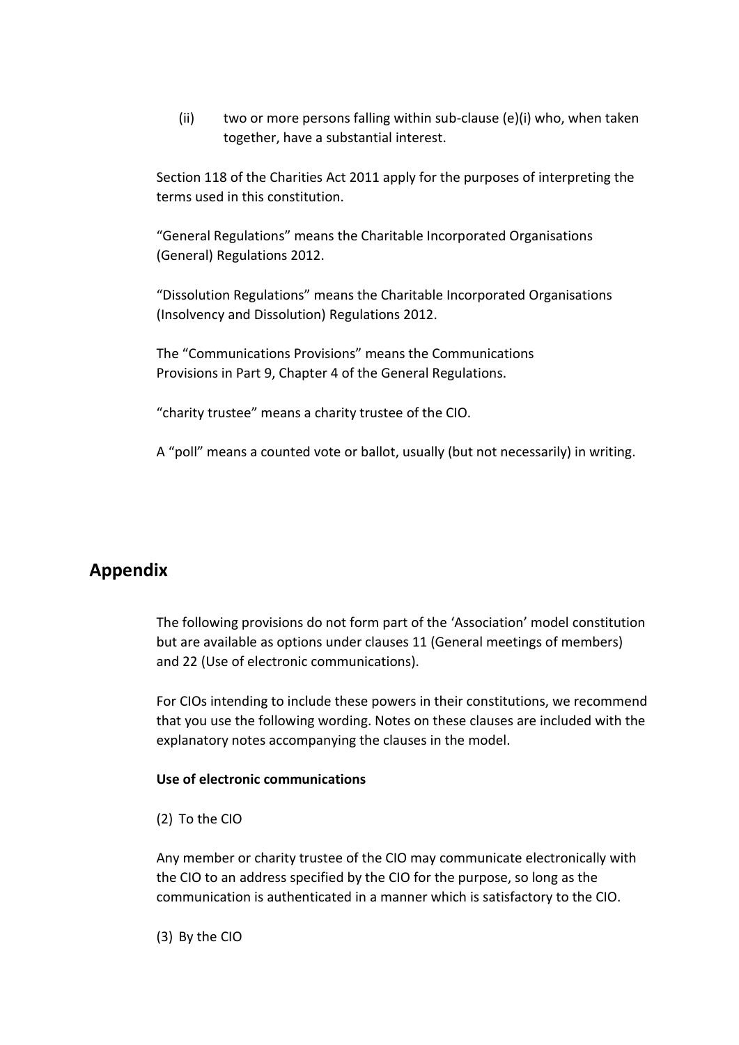(ii) two or more persons falling within sub-clause (e)(i) who, when taken together, have a substantial interest.

Section 118 of the Charities Act 2011 apply for the purposes of interpreting the terms used in this constitution.

"General Regulations" means the Charitable Incorporated Organisations (General) Regulations 2012.

"Dissolution Regulations" means the Charitable Incorporated Organisations (Insolvency and Dissolution) Regulations 2012.

The "Communications Provisions" means the Communications Provisions in Part 9, Chapter 4 of the General Regulations.

"charity trustee" means a charity trustee of the CIO.

A "poll" means a counted vote or ballot, usually (but not necessarily) in writing.

## Appendix

The following provisions do not form part of the 'Association' model constitution but are available as options under clauses 11 (General meetings of members) and 22 (Use of electronic communications).

For CIOs intending to include these powers in their constitutions, we recommend that you use the following wording. Notes on these clauses are included with the explanatory notes accompanying the clauses in the model.

**Use of electronic communications**

(2) To the CIO

Any member or charity trustee of the CIO may communicate electronically with the CIO to an address specified by the CIO for the purpose, so long as the communication is authenticated in a manner which is satisfactory to the CIO.

(3) By the CIO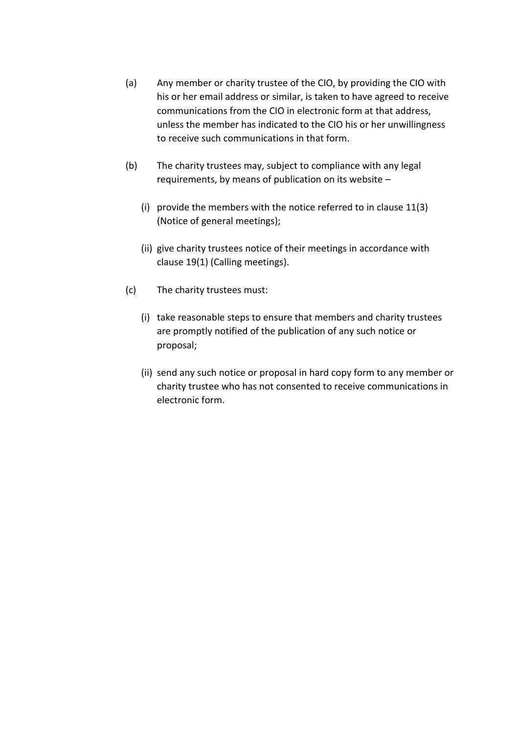(a) Any member or charity trustee of the CIO, by providing the CIO with his or her email address or similar, is taken to have agreed to receive communications from the CIO in electronic form at that address, unless the member has indicated to the CIO his or her unwillingness to receive such communications in that form.

(b) The charity trustees may, subject to compliance with any legal requirements, by means of publication on its website –

   (i) provide the members with the notice referred to in clause 11(3) (Notice of general meetings);

   (ii) give charity trustees notice of their meetings in accordance with clause 19(1) (Calling meetings).

(c) The charity trustees must:

   (i) take reasonable steps to ensure that members and charity trustees are promptly notified of the publication of any such notice or proposal;

   (ii) send any such notice or proposal in hard copy form to any member or charity trustee who has not consented to receive communications in electronic form.